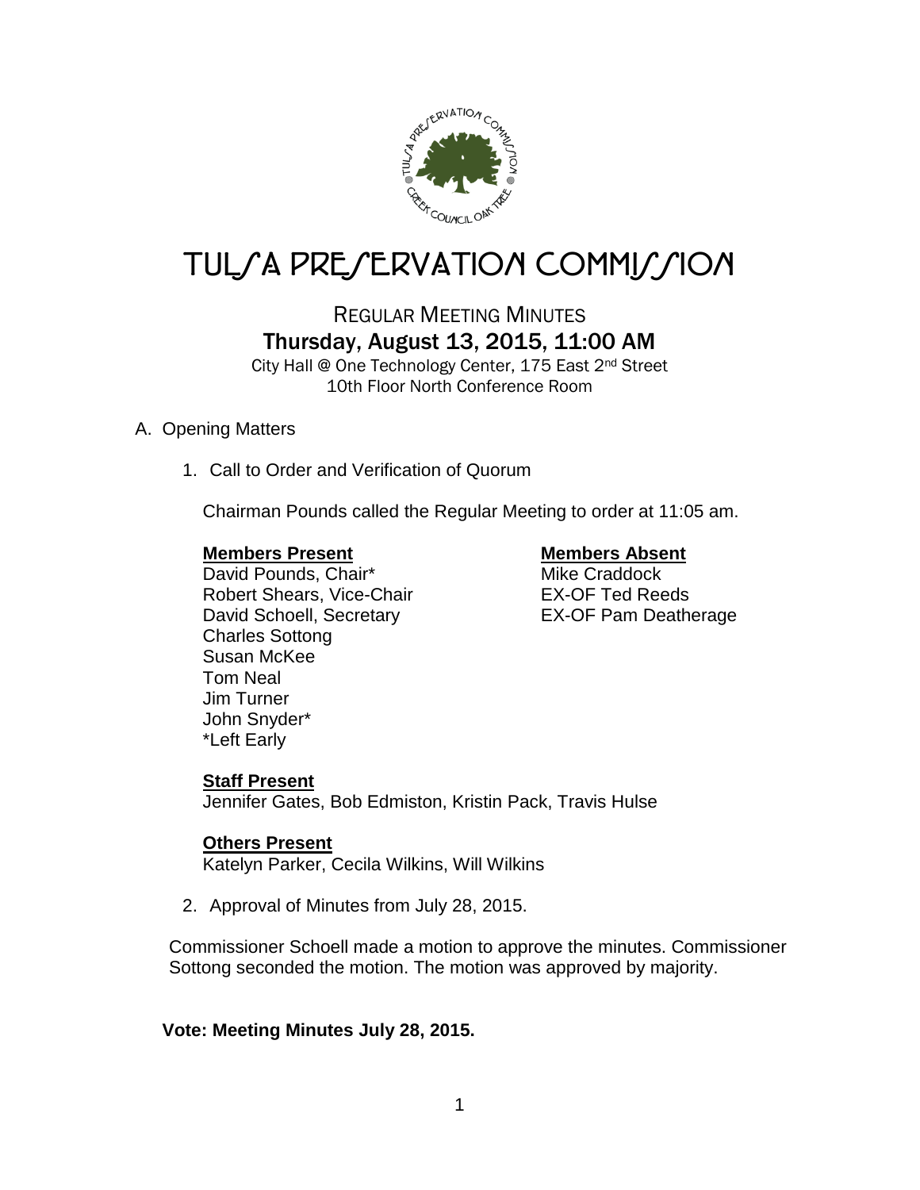# TULSA PRESERVATION COMMISSION

## REGULAR MEETING MINUTES

## Thursday, August 13, 2015, 11:00 AM

City Hall @ One Technology Center, 175 East 2nd Street
10th Floor North Conference Room

A. Opening Matters

1. Call to Order and Verification of Quorum

Chairman Pounds called the Regular Meeting to order at 11:05 am.

**Members Present**
David Pounds, Chair*
Robert Shears, Vice-Chair
David Schoell, Secretary
Charles Sottong
Susan McKee
Tom Neal
Jim Turner
John Snyder*
*Left Early

**Members Absent**
Mike Craddock
EX-OF Ted Reeds
EX-OF Pam Deatherage

**Staff Present**
Jennifer Gates, Bob Edmiston, Kristin Pack, Travis Hulse

**Others Present**
Katelyn Parker, Cecila Wilkins, Will Wilkins

2. Approval of Minutes from July 28, 2015.

Commissioner Schoell made a motion to approve the minutes. Commissioner Sottong seconded the motion. The motion was approved by majority.

**Vote: Meeting Minutes July 28, 2015.**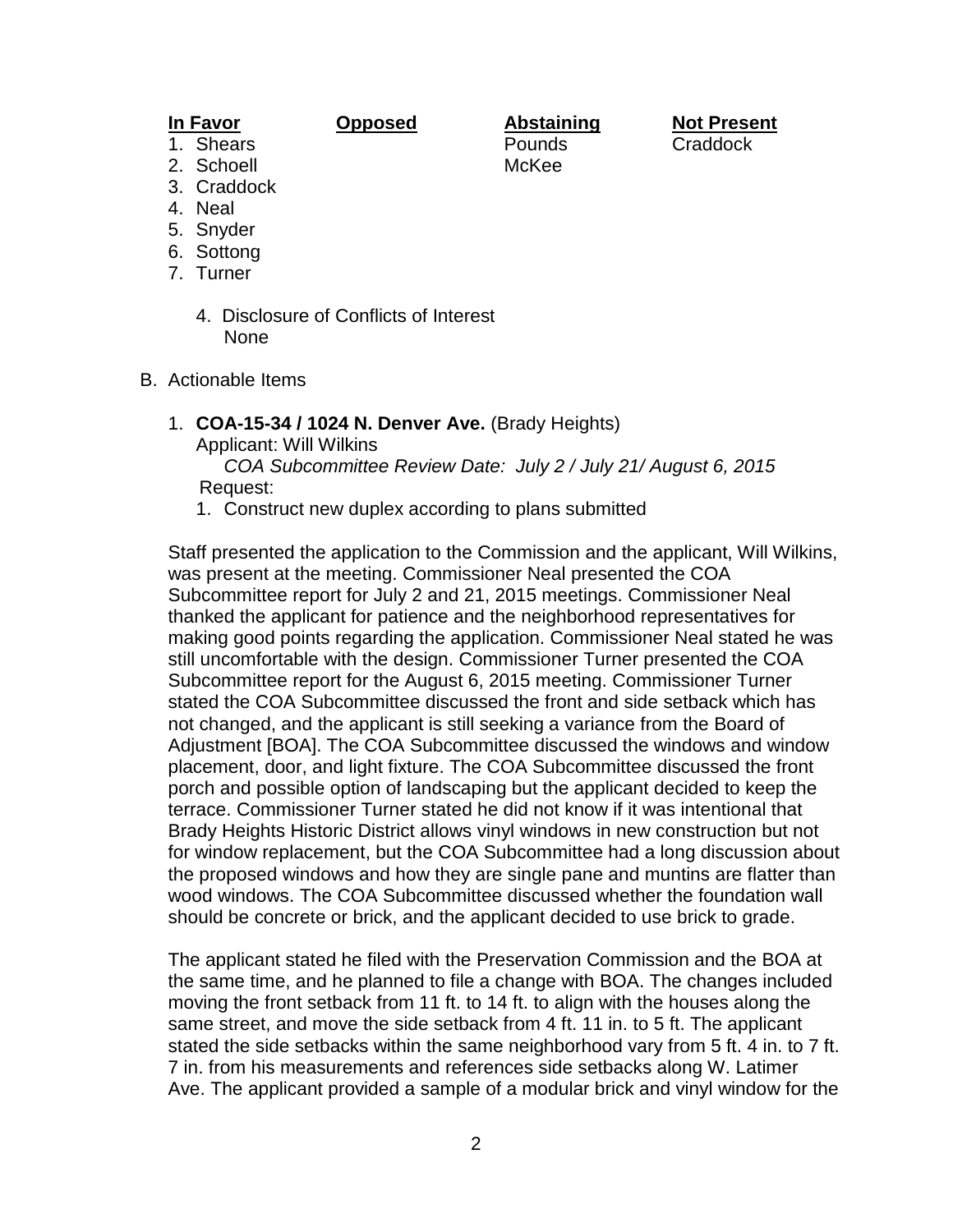| **In Favor** | **Opposed** | **Abstaining** | **Not Present** |
|---|---|---|---|
| 1. Shears | | Pounds | Craddock |
| 2. Schoell | | McKee | |
| 3. Craddock | | | |
| 4. Neal | | | |
| 5. Snyder | | | |
| 6. Sottong | | | |
| 7. Turner | | | |

4. Disclosure of Conflicts of Interest
   None

B. Actionable Items

1. **COA-15-34 / 1024 N. Denver Ave.** (Brady Heights)
   Applicant: Will Wilkins
   *COA Subcommittee Review Date: July 2 / July 21/ August 6, 2015*
   Request:
   1. Construct new duplex according to plans submitted

Staff presented the application to the Commission and the applicant, Will Wilkins, was present at the meeting. Commissioner Neal presented the COA Subcommittee report for July 2 and 21, 2015 meetings. Commissioner Neal thanked the applicant for patience and the neighborhood representatives for making good points regarding the application. Commissioner Neal stated he was still uncomfortable with the design. Commissioner Turner presented the COA Subcommittee report for the August 6, 2015 meeting. Commissioner Turner stated the COA Subcommittee discussed the front and side setback which has not changed, and the applicant is still seeking a variance from the Board of Adjustment [BOA]. The COA Subcommittee discussed the windows and window placement, door, and light fixture. The COA Subcommittee discussed the front porch and possible option of landscaping but the applicant decided to keep the terrace. Commissioner Turner stated he did not know if it was intentional that Brady Heights Historic District allows vinyl windows in new construction but not for window replacement, but the COA Subcommittee had a long discussion about the proposed windows and how they are single pane and muntins are flatter than wood windows. The COA Subcommittee discussed whether the foundation wall should be concrete or brick, and the applicant decided to use brick to grade.

The applicant stated he filed with the Preservation Commission and the BOA at the same time, and he planned to file a change with BOA. The changes included moving the front setback from 11 ft. to 14 ft. to align with the houses along the same street, and move the side setback from 4 ft. 11 in. to 5 ft. The applicant stated the side setbacks within the same neighborhood vary from 5 ft. 4 in. to 7 ft. 7 in. from his measurements and references side setbacks along W. Latimer Ave. The applicant provided a sample of a modular brick and vinyl window for the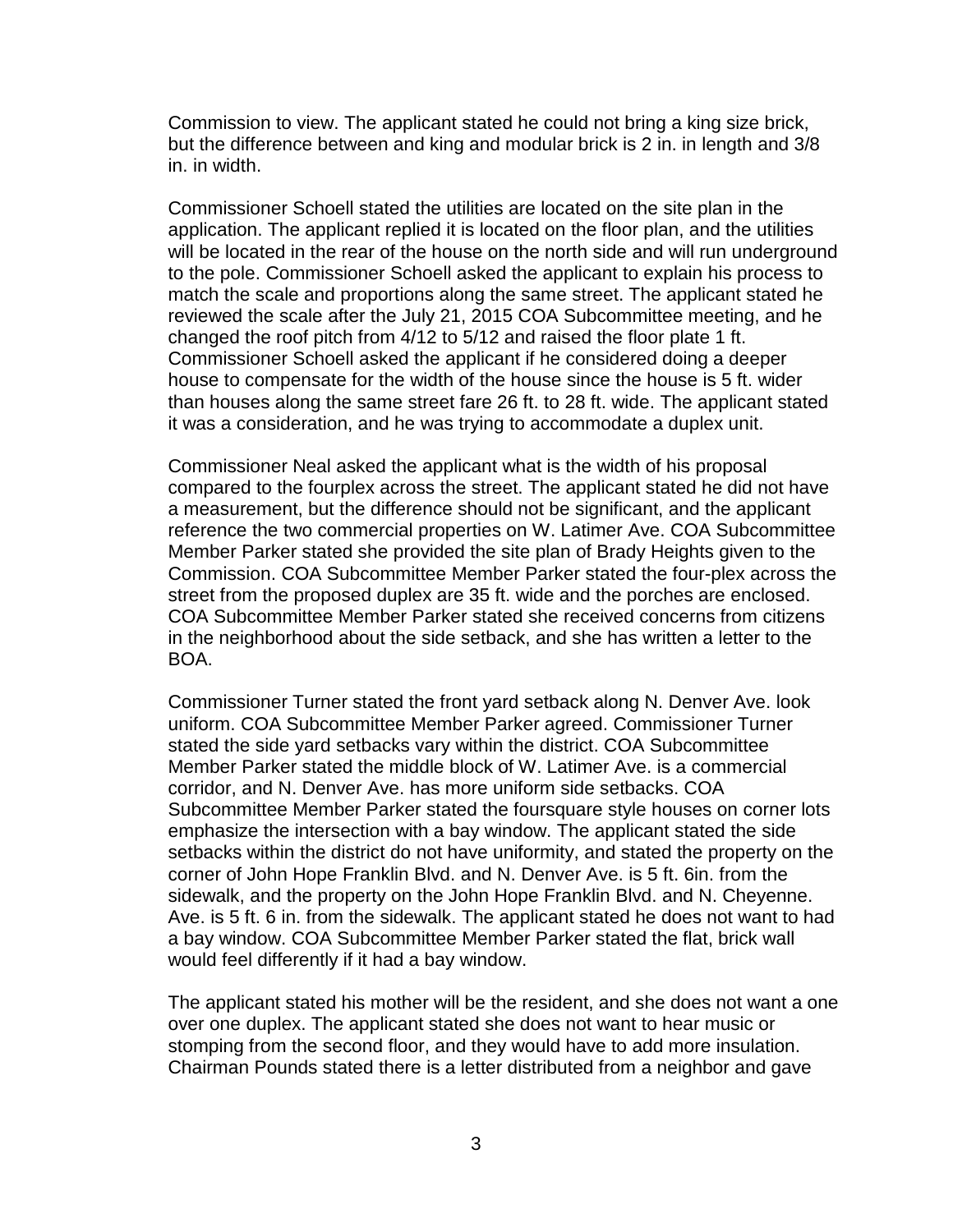Commission to view. The applicant stated he could not bring a king size brick, but the difference between and king and modular brick is 2 in. in length and 3/8 in. in width.

Commissioner Schoell stated the utilities are located on the site plan in the application. The applicant replied it is located on the floor plan, and the utilities will be located in the rear of the house on the north side and will run underground to the pole. Commissioner Schoell asked the applicant to explain his process to match the scale and proportions along the same street. The applicant stated he reviewed the scale after the July 21, 2015 COA Subcommittee meeting, and he changed the roof pitch from 4/12 to 5/12 and raised the floor plate 1 ft. Commissioner Schoell asked the applicant if he considered doing a deeper house to compensate for the width of the house since the house is 5 ft. wider than houses along the same street fare 26 ft. to 28 ft. wide. The applicant stated it was a consideration, and he was trying to accommodate a duplex unit.

Commissioner Neal asked the applicant what is the width of his proposal compared to the fourplex across the street. The applicant stated he did not have a measurement, but the difference should not be significant, and the applicant reference the two commercial properties on W. Latimer Ave. COA Subcommittee Member Parker stated she provided the site plan of Brady Heights given to the Commission. COA Subcommittee Member Parker stated the four-plex across the street from the proposed duplex are 35 ft. wide and the porches are enclosed. COA Subcommittee Member Parker stated she received concerns from citizens in the neighborhood about the side setback, and she has written a letter to the BOA.

Commissioner Turner stated the front yard setback along N. Denver Ave. look uniform. COA Subcommittee Member Parker agreed. Commissioner Turner stated the side yard setbacks vary within the district. COA Subcommittee Member Parker stated the middle block of W. Latimer Ave. is a commercial corridor, and N. Denver Ave. has more uniform side setbacks. COA Subcommittee Member Parker stated the foursquare style houses on corner lots emphasize the intersection with a bay window. The applicant stated the side setbacks within the district do not have uniformity, and stated the property on the corner of John Hope Franklin Blvd. and N. Denver Ave. is 5 ft. 6in. from the sidewalk, and the property on the John Hope Franklin Blvd. and N. Cheyenne. Ave. is 5 ft. 6 in. from the sidewalk. The applicant stated he does not want to had a bay window. COA Subcommittee Member Parker stated the flat, brick wall would feel differently if it had a bay window.

The applicant stated his mother will be the resident, and she does not want a one over one duplex. The applicant stated she does not want to hear music or stomping from the second floor, and they would have to add more insulation. Chairman Pounds stated there is a letter distributed from a neighbor and gave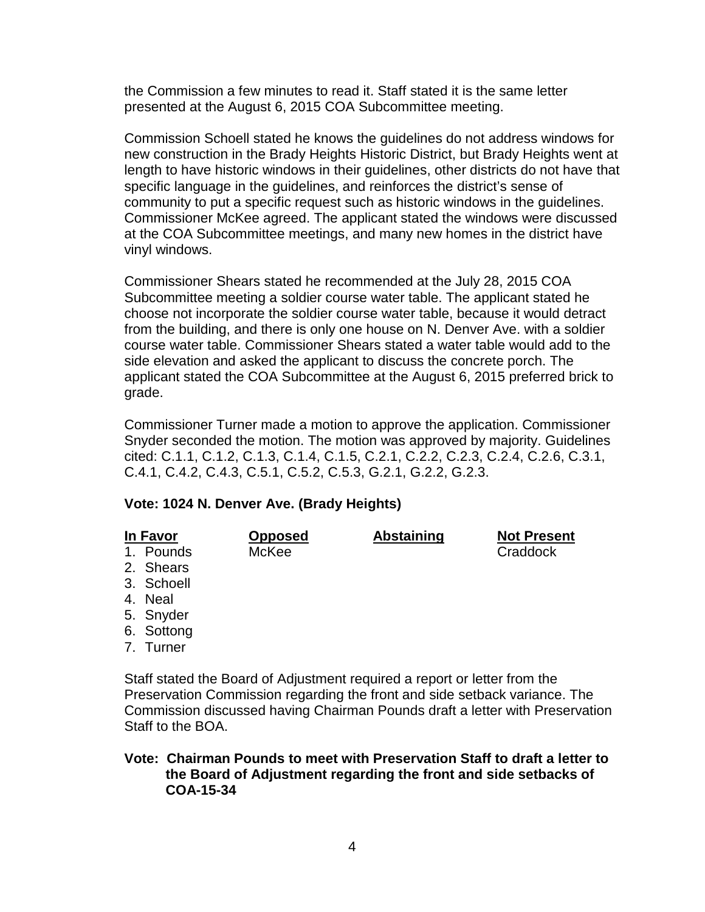the Commission a few minutes to read it. Staff stated it is the same letter presented at the August 6, 2015 COA Subcommittee meeting.

Commission Schoell stated he knows the guidelines do not address windows for new construction in the Brady Heights Historic District, but Brady Heights went at length to have historic windows in their guidelines, other districts do not have that specific language in the guidelines, and reinforces the district's sense of community to put a specific request such as historic windows in the guidelines. Commissioner McKee agreed. The applicant stated the windows were discussed at the COA Subcommittee meetings, and many new homes in the district have vinyl windows.

Commissioner Shears stated he recommended at the July 28, 2015 COA Subcommittee meeting a soldier course water table. The applicant stated he choose not incorporate the soldier course water table, because it would detract from the building, and there is only one house on N. Denver Ave. with a soldier course water table. Commissioner Shears stated a water table would add to the side elevation and asked the applicant to discuss the concrete porch. The applicant stated the COA Subcommittee at the August 6, 2015 preferred brick to grade.

Commissioner Turner made a motion to approve the application. Commissioner Snyder seconded the motion. The motion was approved by majority. Guidelines cited: C.1.1, C.1.2, C.1.3, C.1.4, C.1.5, C.2.1, C.2.2, C.2.3, C.2.4, C.2.6, C.3.1, C.4.1, C.4.2, C.4.3, C.5.1, C.5.2, C.5.3, G.2.1, G.2.2, G.2.3.

**Vote: 1024 N. Denver Ave. (Brady Heights)**

| In Favor | Opposed | Abstaining | Not Present |
|---|---|---|---|
| 1. Pounds | McKee | | Craddock |
| 2. Shears | | | |
| 3. Schoell | | | |
| 4. Neal | | | |
| 5. Snyder | | | |
| 6. Sottong | | | |
| 7. Turner | | | |

Staff stated the Board of Adjustment required a report or letter from the Preservation Commission regarding the front and side setback variance. The Commission discussed having Chairman Pounds draft a letter with Preservation Staff to the BOA.

**Vote: Chairman Pounds to meet with Preservation Staff to draft a letter to the Board of Adjustment regarding the front and side setbacks of COA-15-34**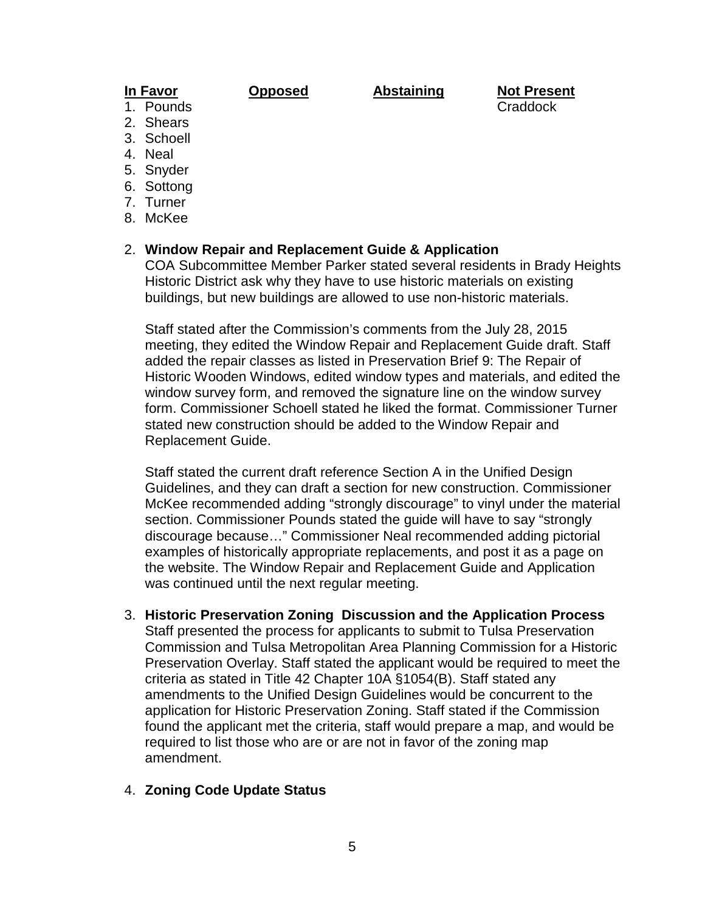| **In Favor** | **Opposed** | **Abstaining** | **Not Present** |
|---|---|---|---|
| 1. Pounds | | | Craddock |
| 2. Shears | | | |
| 3. Schoell | | | |
| 4. Neal | | | |
| 5. Snyder | | | |
| 6. Sottong | | | |
| 7. Turner | | | |
| 8. McKee | | | |

2. **Window Repair and Replacement Guide & Application**
   COA Subcommittee Member Parker stated several residents in Brady Heights Historic District ask why they have to use historic materials on existing buildings, but new buildings are allowed to use non-historic materials.

   Staff stated after the Commission's comments from the July 28, 2015 meeting, they edited the Window Repair and Replacement Guide draft. Staff added the repair classes as listed in Preservation Brief 9: The Repair of Historic Wooden Windows, edited window types and materials, and edited the window survey form, and removed the signature line on the window survey form. Commissioner Schoell stated he liked the format. Commissioner Turner stated new construction should be added to the Window Repair and Replacement Guide.

   Staff stated the current draft reference Section A in the Unified Design Guidelines, and they can draft a section for new construction. Commissioner McKee recommended adding "strongly discourage" to vinyl under the material section. Commissioner Pounds stated the guide will have to say "strongly discourage because…" Commissioner Neal recommended adding pictorial examples of historically appropriate replacements, and post it as a page on the website. The Window Repair and Replacement Guide and Application was continued until the next regular meeting.

3. **Historic Preservation Zoning Discussion and the Application Process**
   Staff presented the process for applicants to submit to Tulsa Preservation Commission and Tulsa Metropolitan Area Planning Commission for a Historic Preservation Overlay. Staff stated the applicant would be required to meet the criteria as stated in Title 42 Chapter 10A §1054(B). Staff stated any amendments to the Unified Design Guidelines would be concurrent to the application for Historic Preservation Zoning. Staff stated if the Commission found the applicant met the criteria, staff would prepare a map, and would be required to list those who are or are not in favor of the zoning map amendment.

4. **Zoning Code Update Status**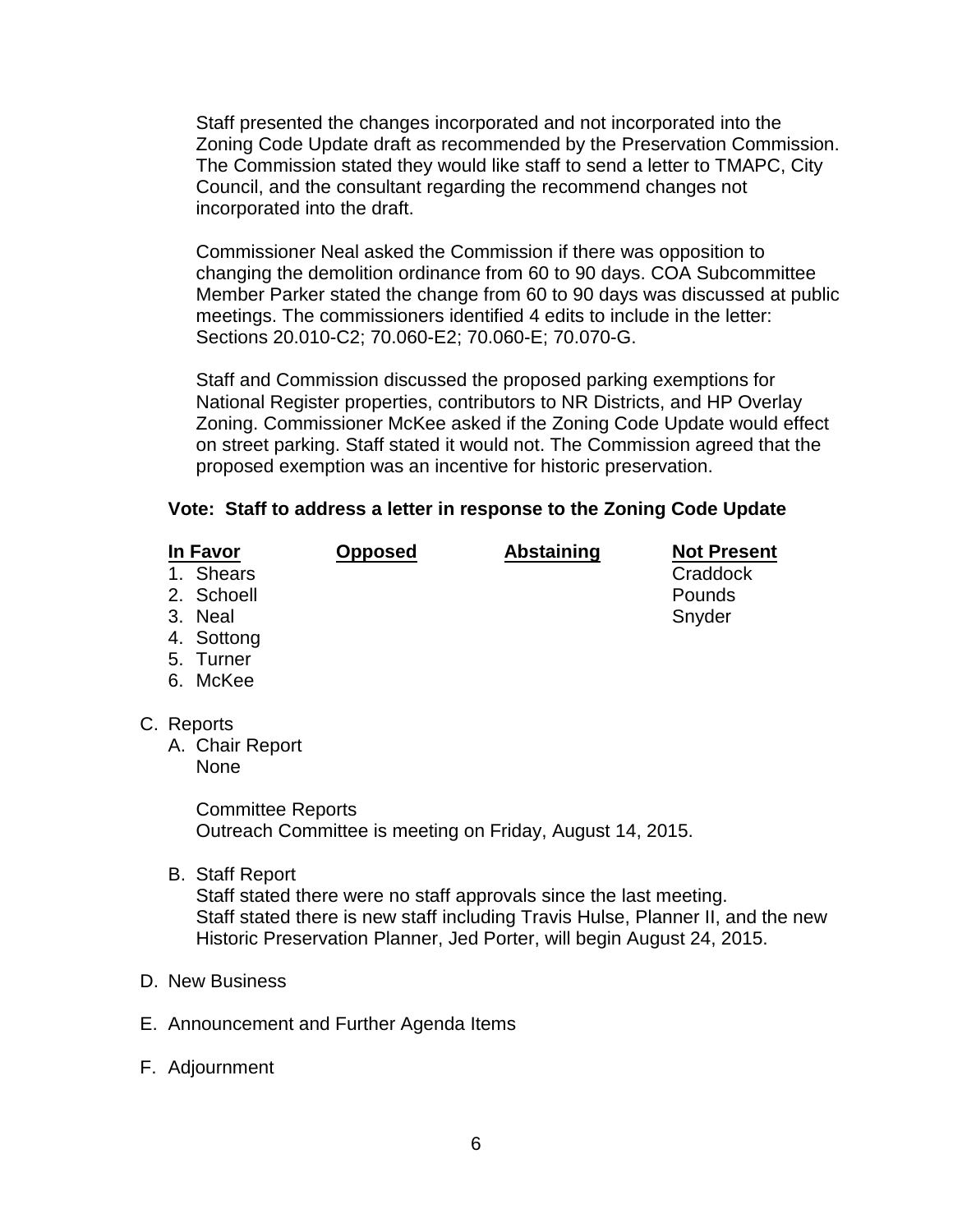Staff presented the changes incorporated and not incorporated into the Zoning Code Update draft as recommended by the Preservation Commission. The Commission stated they would like staff to send a letter to TMAPC, City Council, and the consultant regarding the recommend changes not incorporated into the draft.

Commissioner Neal asked the Commission if there was opposition to changing the demolition ordinance from 60 to 90 days. COA Subcommittee Member Parker stated the change from 60 to 90 days was discussed at public meetings. The commissioners identified 4 edits to include in the letter: Sections 20.010-C2; 70.060-E2; 70.060-E; 70.070-G.

Staff and Commission discussed the proposed parking exemptions for National Register properties, contributors to NR Districts, and HP Overlay Zoning. Commissioner McKee asked if the Zoning Code Update would effect on street parking. Staff stated it would not. The Commission agreed that the proposed exemption was an incentive for historic preservation.

**Vote: Staff to address a letter in response to the Zoning Code Update**

| In Favor | Opposed | Abstaining | Not Present |
|---|---|---|---|
| 1. Shears | | | Craddock |
| 2. Schoell | | | Pounds |
| 3. Neal | | | Snyder |
| 4. Sottong | | | |
| 5. Turner | | | |
| 6. McKee | | | |

C. Reports

A. Chair Report
None

Committee Reports
Outreach Committee is meeting on Friday, August 14, 2015.

B. Staff Report
Staff stated there were no staff approvals since the last meeting.
Staff stated there is new staff including Travis Hulse, Planner II, and the new Historic Preservation Planner, Jed Porter, will begin August 24, 2015.

D. New Business

E. Announcement and Further Agenda Items

F. Adjournment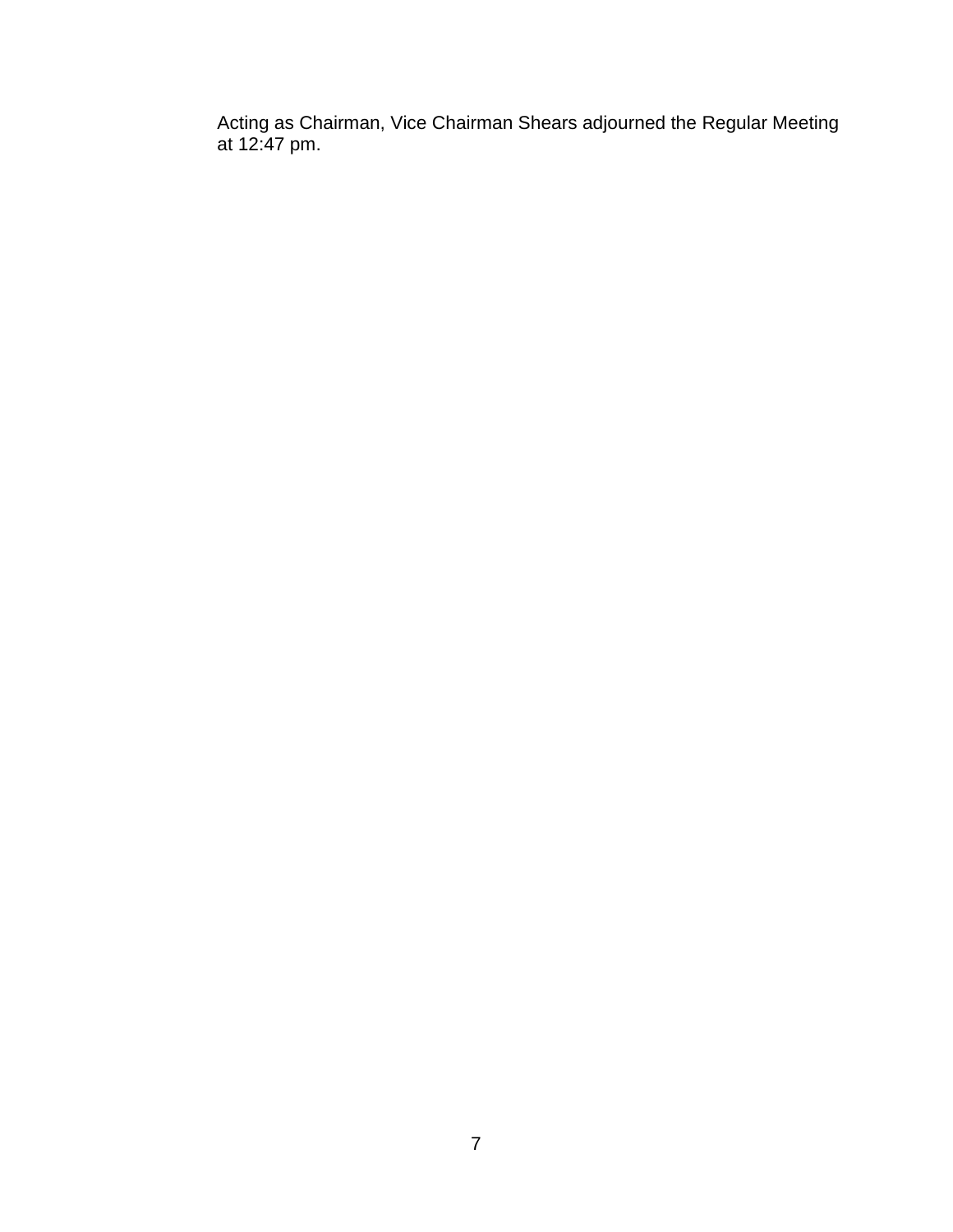Acting as Chairman, Vice Chairman Shears adjourned the Regular Meeting at 12:47 pm.